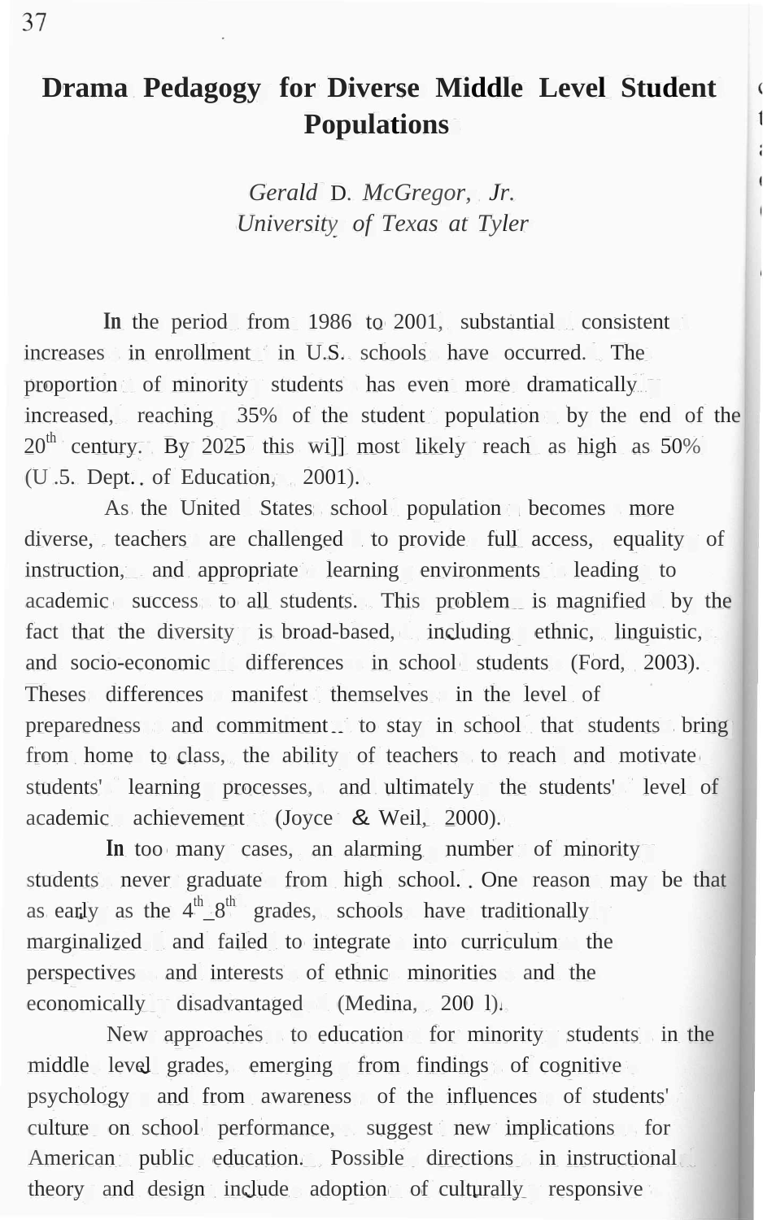# Drama Pedagogy for Diverse Middle Level Student Populations

*Gerald D. McGregor, Jr.*
*University of Texas at Tyler*

In the period from 1986 to 2001, substantial consistent increases in enrollment in U.S. schools have occurred. The proportion of minority students has even more dramatically increased, reaching 35% of the student population by the end of the 20th century. By 2025 this will most likely reach as high as 50% (U.S. Dept. of Education, 2001).

As the United States school population becomes more diverse, teachers are challenged to provide full access, equality of instruction, and appropriate learning environments leading to academic success to all students. This problem is magnified by the fact that the diversity is broad-based, including ethnic, linguistic, and socio-economic differences in school students (Ford, 2003). Theses differences manifest themselves in the level of preparedness and commitment to stay in school that students bring from home to class, the ability of teachers to reach and motivate students' learning processes, and ultimately the students' level of academic achievement (Joyce & Weil, 2000).

In too many cases, an alarming number of minority students never graduate from high school. One reason may be that as early as the 4th_8th grades, schools have traditionally marginalized and failed to integrate into curriculum the perspectives and interests of ethnic minorities and the economically disadvantaged (Medina, 2001).

New approaches to education for minority students in the middle level grades, emerging from findings of cognitive psychology and from awareness of the influences of students' culture on school performance, suggest new implications for American public education. Possible directions in instructional theory and design include adoption of culturally responsive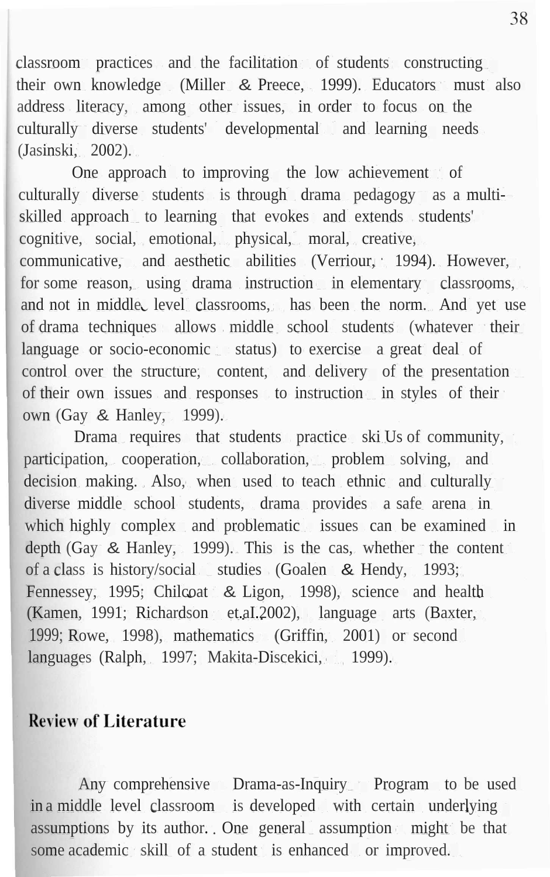classroom practices and the facilitation of students constructing their own knowledge (Miller & Preece, 1999). Educators must also address literacy, among other issues, in order to focus on the culturally diverse students' developmental and learning needs (Jasinski, 2002).

One approach to improving the low achievement of culturally diverse students is through drama pedagogy as a multi-skilled approach to learning that evokes and extends students' cognitive, social, emotional, physical, moral, creative, communicative, and aesthetic abilities (Verriour, 1994). However, for some reason, using drama instruction in elementary classrooms, and not in middle level classrooms, has been the norm. And yet use of drama techniques allows middle school students (whatever their language or socio-economic status) to exercise a great deal of control over the structure, content, and delivery of the presentation of their own issues and responses to instruction in styles of their own (Gay & Hanley, 1999).

Drama requires that students practice skills of community, participation, cooperation, collaboration, problem solving, and decision making. Also, when used to teach ethnic and culturally diverse middle school students, drama provides a safe arena in which highly complex and problematic issues can be examined in depth (Gay & Hanley, 1999). This is the cas, whether the content of a class is history/social studies (Goalen & Hendy, 1993; Fennessey, 1995; Chilcoat & Ligon, 1998), science and health (Kamen, 1991; Richardson et.al.2002), language arts (Baxter, 1999; Rowe, 1998), mathematics (Griffin, 2001) or second languages (Ralph, 1997; Makita-Discekici, 1999).

## Review of Literature

Any comprehensive Drama-as-Inquiry Program to be used in a middle level classroom is developed with certain underlying assumptions by its author. One general assumption might be that some academic skill of a student is enhanced or improved.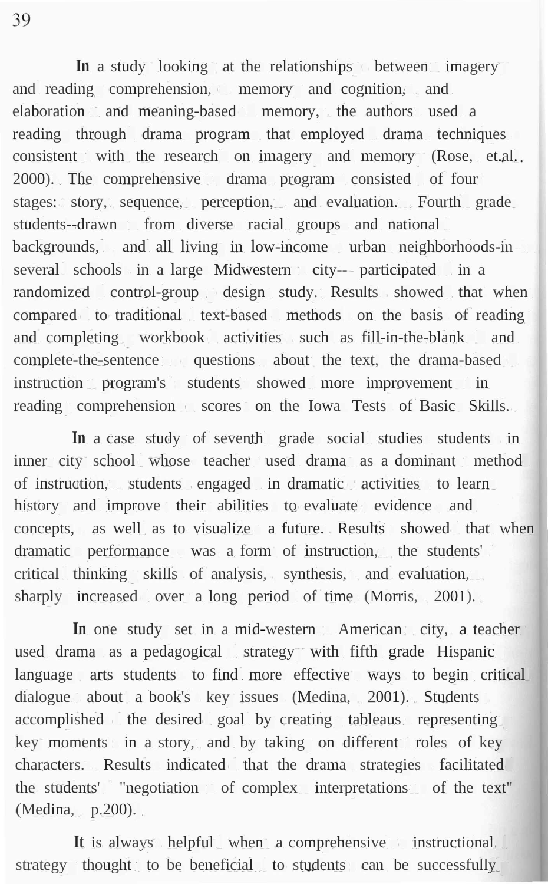In a study looking at the relationships between imagery and reading comprehension, memory and cognition, and elaboration and meaning-based memory, the authors used a reading through drama program that employed drama techniques consistent with the research on imagery and memory (Rose, et.al. 2000). The comprehensive drama program consisted of four stages: story, sequence, perception, and evaluation. Fourth grade students--drawn from diverse racial groups and national backgrounds, and all living in low-income urban neighborhoods-in several schools in a large Midwestern city-- participated in a randomized control-group design study. Results showed that when compared to traditional text-based methods on the basis of reading and completing workbook activities such as fill-in-the-blank and complete-the-sentence questions about the text, the drama-based instruction program's students showed more improvement in reading comprehension scores on the Iowa Tests of Basic Skills.

In a case study of seventh grade social studies students in inner city school whose teacher used drama as a dominant method of instruction, students engaged in dramatic activities to learn history and improve their abilities to evaluate evidence and concepts, as well as to visualize a future. Results showed that when dramatic performance was a form of instruction, the students' critical thinking skills of analysis, synthesis, and evaluation, sharply increased over a long period of time (Morris, 2001).

In one study set in a mid-western American city, a teacher used drama as a pedagogical strategy with fifth grade Hispanic language arts students to find more effective ways to begin critical dialogue about a book's key issues (Medina, 2001). Students accomplished the desired goal by creating tableaus representing key moments in a story, and by taking on different roles of key characters. Results indicated that the drama strategies facilitated the students' "negotiation of complex interpretations of the text" (Medina, p.200).

It is always helpful when a comprehensive instructional strategy thought to be beneficial to students can be successfully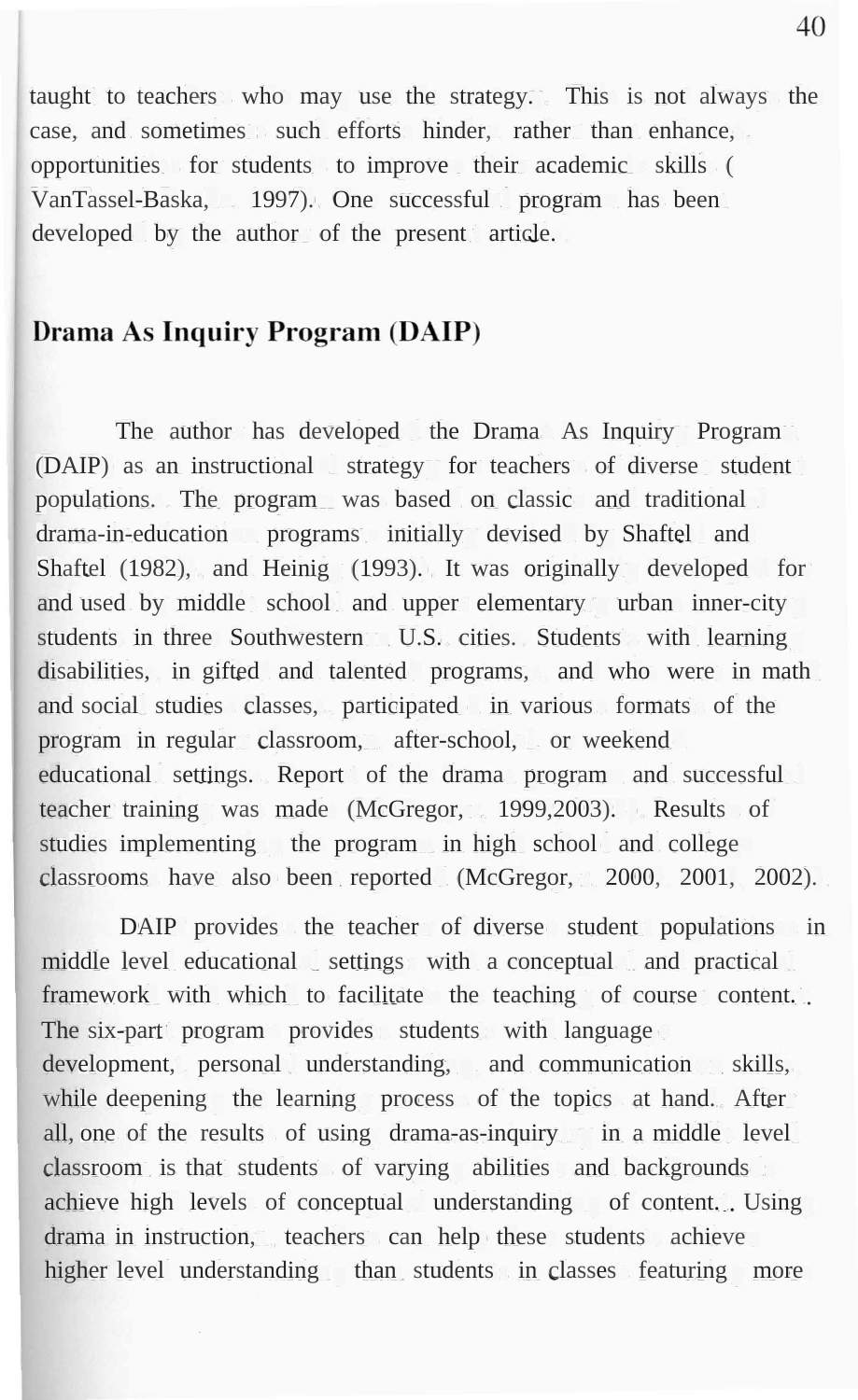taught to teachers who may use the strategy. This is not always the case, and sometimes such efforts hinder, rather than enhance, opportunities for students to improve their academic skills ( VanTassel-Baska, 1997). One successful program has been developed by the author of the present article.

## Drama As Inquiry Program (DAIP)

The author has developed the Drama As Inquiry Program (DAIP) as an instructional strategy for teachers of diverse student populations. The program was based on classic and traditional drama-in-education programs initially devised by Shaftel and Shaftel (1982), and Heinig (1993). It was originally developed for and used by middle school and upper elementary urban inner-city students in three Southwestern U.S. cities. Students with learning disabilities, in gifted and talented programs, and who were in math and social studies classes, participated in various formats of the program in regular classroom, after-school, or weekend educational settings. Report of the drama program and successful teacher training was made (McGregor, 1999,2003). Results of studies implementing the program in high school and college classrooms have also been reported (McGregor, 2000, 2001, 2002).

DAIP provides the teacher of diverse student populations in middle level educational settings with a conceptual and practical framework with which to facilitate the teaching of course content. The six-part program provides students with language development, personal understanding, and communication skills, while deepening the learning process of the topics at hand. After all, one of the results of using drama-as-inquiry in a middle level classroom is that students of varying abilities and backgrounds achieve high levels of conceptual understanding of content. Using drama in instruction, teachers can help these students achieve higher level understanding than students in classes featuring more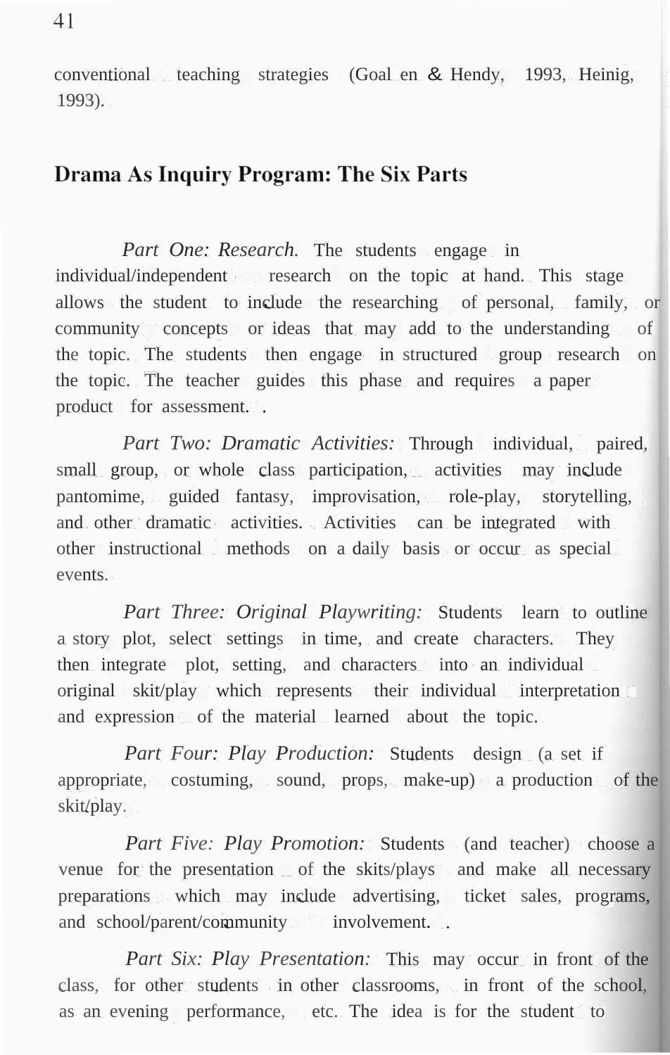conventional teaching strategies (Goal en & Hendy, 1993, Heinig, 1993).

## Drama As Inquiry Program: The Six Parts

*Part One: Research.* The students engage in individual/independent research on the topic at hand. This stage allows the student to include the researching of personal, family, or community concepts or ideas that may add to the understanding of the topic. The students then engage in structured group research on the topic. The teacher guides this phase and requires a paper product for assessment.

*Part Two: Dramatic Activities:* Through individual, paired, small group, or whole class participation, activities may include pantomime, guided fantasy, improvisation, role-play, storytelling, and other dramatic activities. Activities can be integrated with other instructional methods on a daily basis or occur as special events.

*Part Three: Original Playwriting:* Students learn to outline a story plot, select settings in time, and create characters. They then integrate plot, setting, and characters into an individual original skit/play which represents their individual interpretation and expression of the material learned about the topic.

*Part Four: Play Production:* Students design (a set if appropriate, costuming, sound, props, make-up) a production of the skit/play.

*Part Five: Play Promotion:* Students (and teacher) choose a venue for the presentation of the skits/plays and make all necessary preparations which may include advertising, ticket sales, programs, and school/parent/community involvement.

*Part Six: Play Presentation:* This may occur in front of the class, for other students in other classrooms, in front of the school, as an evening performance, etc. The idea is for the student to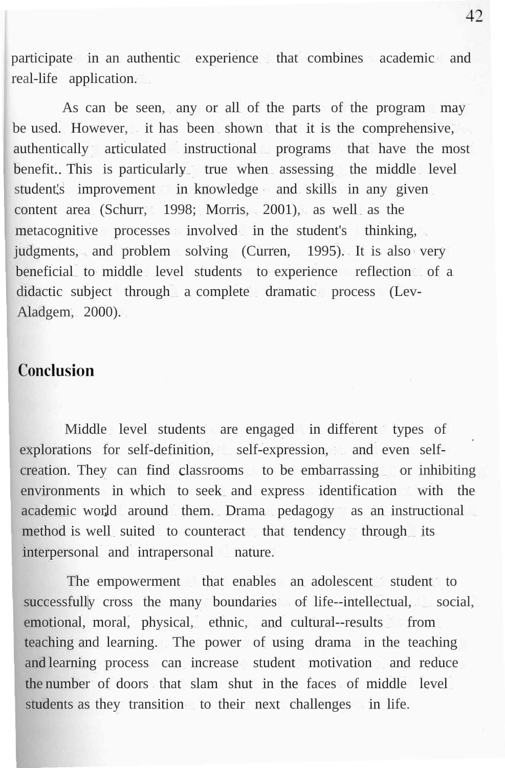participate in an authentic experience that combines academic and real-life application.

As can be seen, any or all of the parts of the program may be used. However, it has been shown that it is the comprehensive, authentically articulated instructional programs that have the most benefit.. This is particularly true when assessing the middle level student's improvement in knowledge and skills in any given content area (Schurr, 1998; Morris, 2001), as well as the metacognitive processes involved in the student's thinking, judgments, and problem solving (Curren, 1995). It is also very beneficial to middle level students to experience reflection of a didactic subject through a complete dramatic process (Lev-Aladgem, 2000).

## Conclusion

Middle level students are engaged in different types of explorations for self-definition, self-expression, and even self-creation. They can find classrooms to be embarrassing or inhibiting environments in which to seek and express identification with the academic world around them. Drama pedagogy as an instructional method is well suited to counteract that tendency through its interpersonal and intrapersonal nature.

The empowerment that enables an adolescent student to successfully cross the many boundaries of life--intellectual, social, emotional, moral, physical, ethnic, and cultural--results from teaching and learning. The power of using drama in the teaching and learning process can increase student motivation and reduce the number of doors that slam shut in the faces of middle level students as they transition to their next challenges in life.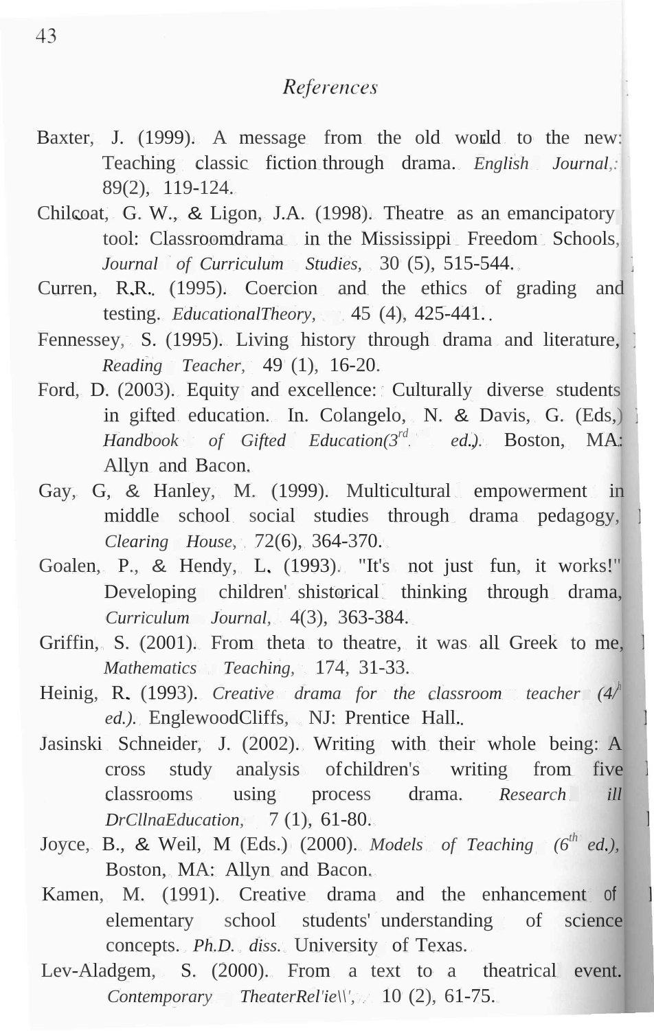## *References*

Baxter, J. (1999). A message from the old world to the new: Teaching classic fiction through drama. *English Journal,* 89(2), 119-124.

Chilcoat, G. W., & Ligon, J.A. (1998). Theatre as an emancipatory tool: Classroomdrama in the Mississippi Freedom Schools, *Journal of Curriculum Studies,* 30 (5), 515-544.

Curren, R.R. (1995). Coercion and the ethics of grading and testing. *EducationalTheory,* 45 (4), 425-441.

Fennessey, S. (1995). Living history through drama and literature, *Reading Teacher,* 49 (1), 16-20.

Ford, D. (2003). Equity and excellence: Culturally diverse students in gifted education. In. Colangelo, N. & Davis, G. (Eds,) *Handbook of Gifted Education(3rd. ed.).* Boston, MA: Allyn and Bacon.

Gay, G, & Hanley, M. (1999). Multicultural empowerment in middle school social studies through drama pedagogy, *Clearing House,* 72(6), 364-370.

Goalen, P., & Hendy, L. (1993). "It's not just fun, it works!" Developing children' shistorical thinking through drama, *Curriculum Journal,* 4(3), 363-384.

Griffin, S. (2001). From theta to theatre, it was all Greek to me, *Mathematics Teaching,* 174, 31-33.

Heinig, R. (1993). *Creative drama for the classroom teacher (4th ed.).* EnglewoodCliffs, NJ: Prentice Hall.

Jasinski Schneider, J. (2002). Writing with their whole being: A cross study analysis of children's writing from five classrooms using process drama. *Research ill DrCllnaEducation,* 7 (1), 61-80.

Joyce, B., & Weil, M (Eds.) (2000). *Models of Teaching (6th ed.),* Boston, MA: Allyn and Bacon.

Kamen, M. (1991). Creative drama and the enhancement of elementary school students' understanding of science concepts. *Ph.D. diss.* University of Texas.

Lev-Aladgem, S. (2000). From a text to a theatrical event. *Contemporary TheaterRel'ie\\',* 10 (2), 61-75.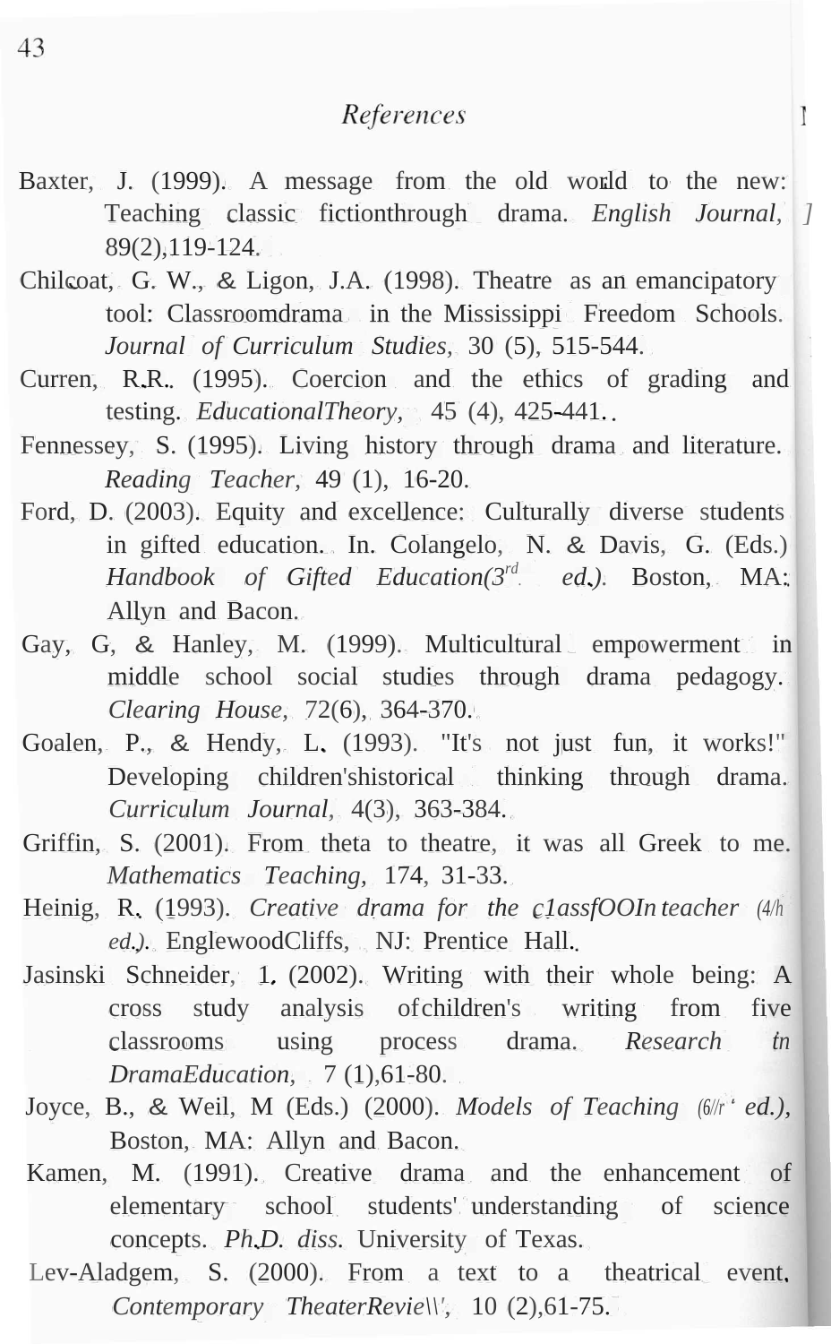# References

Baxter, J. (1999). A message from the old world to the new: Teaching classic fictionthrough drama. *English Journal,* 89(2),119-124.

Chilcoat, G. W., & Ligon, J.A. (1998). Theatre as an emancipatory tool: Classroomdrama in the Mississippi Freedom Schools. *Journal of Curriculum Studies,* 30 (5), 515-544.

Curren, R.R.. (1995). Coercion and the ethics of grading and testing. *EducationalTheory,* 45 (4), 425-441..

Fennessey, S. (1995). Living history through drama and literature. *Reading Teacher,* 49 (1), 16-20.

Ford, D. (2003). Equity and excellence: Culturally diverse students in gifted education. In. Colangelo, N. & Davis, G. (Eds.) *Handbook of Gifted Education(3rd ed.).* Boston, MA: Allyn and Bacon.

Gay, G, & Hanley, M. (1999). Multicultural empowerment in middle school social studies through drama pedagogy. *Clearing House,* 72(6), 364-370.

Goalen, P., & Hendy, L. (1993). "It's not just fun, it works!" Developing children'shistorical thinking through drama. *Curriculum Journal,* 4(3), 363-384.

Griffin, S. (2001). From theta to theatre, it was all Greek to me. *Mathematics Teaching,* 174, 31-33.

Heinig, R. (1993). *Creative drama for the c1assfOOIn teacher (4/h ed.).* EnglewoodCliffs, NJ: Prentice Hall.

Jasinski Schneider, 1. (2002). Writing with their whole being: A cross study analysis ofchildren's writing from five classrooms using process drama. *Research tn DramaEducation,* 7 (1),61-80.

Joyce, B., & Weil, M (Eds.) (2000). *Models of Teaching (6//r ' ed.),* Boston, MA: Allyn and Bacon.

Kamen, M. (1991). Creative drama and the enhancement of elementary school students' understanding of science concepts. *Ph.D. diss.* University of Texas.

Lev-Aladgem, S. (2000). From a text to a theatrical event, *Contemporary TheaterRevie\\',* 10 (2),61-75.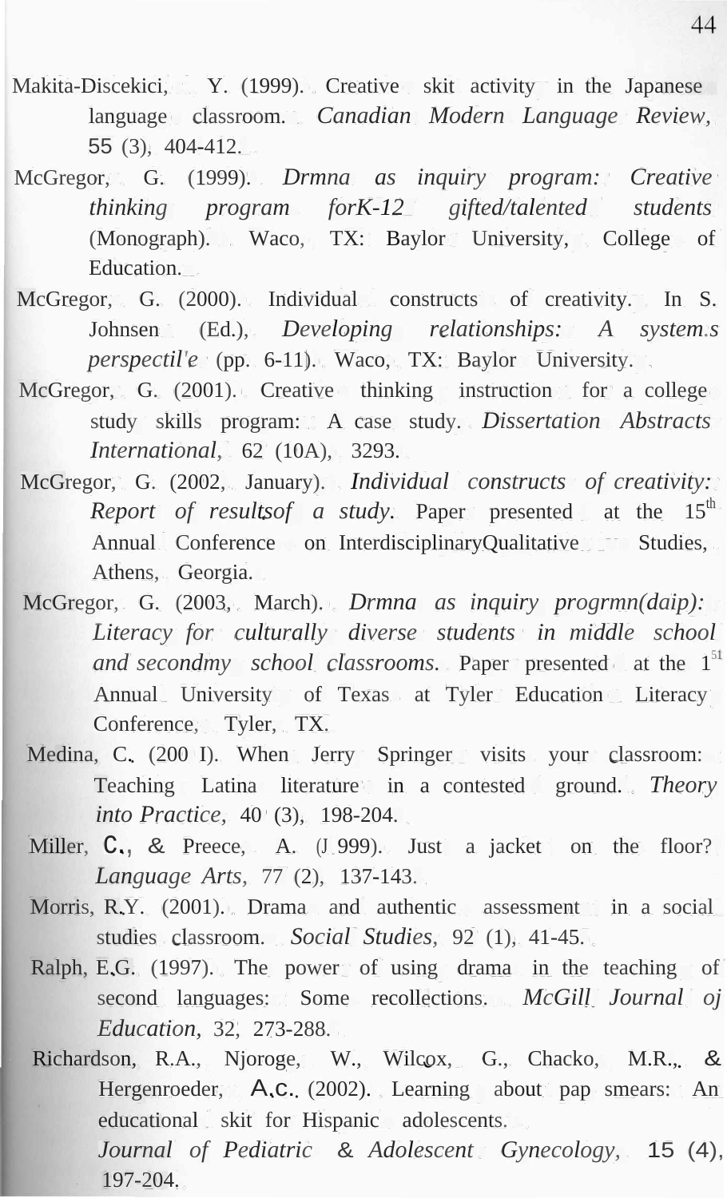Makita-Discekici, Y. (1999). Creative skit activity in the Japanese language classroom. *Canadian Modern Language Review, 55* (3), 404-412.

McGregor, G. (1999). *Drmna as inquiry program: Creative thinking program forK-12 gifted/talented students* (Monograph). Waco, TX: Baylor University, College of Education.

McGregor, G. (2000). Individual constructs of creativity. In S. Johnsen (Ed.), *Developing relationships: A system.s perspectil'e* (pp. 6-11). Waco, TX: Baylor University.

McGregor, G. (2001). Creative thinking instruction for a college study skills program: A case study. *Dissertation Abstracts International,* 62 (10A), 3293.

McGregor, G. (2002, January). *Individual constructs of creativity: Report of resultsof a study.* Paper presented at the 15th Annual Conference on InterdisciplinaryQualitative Studies, Athens, Georgia.

McGregor, G. (2003, March). *Drmna as inquiry progrmn(daip): Literacy for culturally diverse students in middle school and secondmy school classrooms.* Paper presented at the 1st Annual University of Texas at Tyler Education Literacy Conference, Tyler, TX.

Medina, C. (200 I). When Jerry Springer visits your classroom: Teaching Latina literature in a contested ground. *Theory into Practice,* 40 (3), 198-204.

Miller, C., & Preece, A. (J 999). Just a jacket on the floor? *Language Arts,* 77 (2), 137-143.

Morris, R.Y. (2001). Drama and authentic assessment in a social studies classroom. *Social Studies,* 92 (1), 41-45.

Ralph, E.G. (1997). The power of using drama in the teaching of second languages: Some recollections. *McGill Journal oj Education,* 32, 273-288.

Richardson, R.A., Njoroge, W., Wilcox, G., Chacko, M.R., & Hergenroeder, A.C. (2002). Learning about pap smears: An educational skit for Hispanic adolescents. *Journal of Pediatric & Adolescent Gynecology,* 15 (4), 197-204.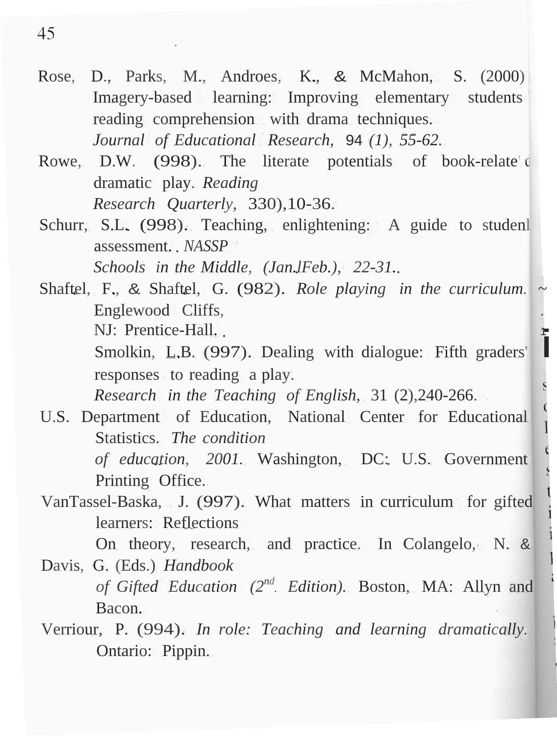Rose, D., Parks, M., Androes, K., & McMahon, S. (2000) Imagery-based learning: Improving elementary students reading comprehension with drama techniques. *Journal of Educational Research,* 94 *(1), 55-62.*

Rowe, D.W. (998). The literate potentials of book-related dramatic play. *Reading Research Quarterly,* 330),10-36.

Schurr, S.L. (998). Teaching, enlightening: A guide to student assessment. *NASSP Schools in the Middle, (Jan./Feb.), 22-31.*

Shaftel, F., & Shaftel, G. (982). *Role playing in the curriculum.* Englewood Cliffs, NJ: Prentice-Hall.

Smolkin, L.B. (997). Dealing with dialogue: Fifth graders' responses to reading a play. *Research in the Teaching of English,* 31 (2),240-266.

U.S. Department of Education, National Center for Educational Statistics. *The condition of education, 2001.* Washington, DC: U.S. Government Printing Office.

VanTassel-Baska, J. (997). What matters in curriculum for gifted learners: Reflections On theory, research, and practice. In Colangelo, N. & Davis, G. (Eds.) *Handbook of Gifted Education (2nd Edition).* Boston, MA: Allyn and Bacon.

Verriour, P. (994). *In role: Teaching and learning dramatically.* Ontario: Pippin.